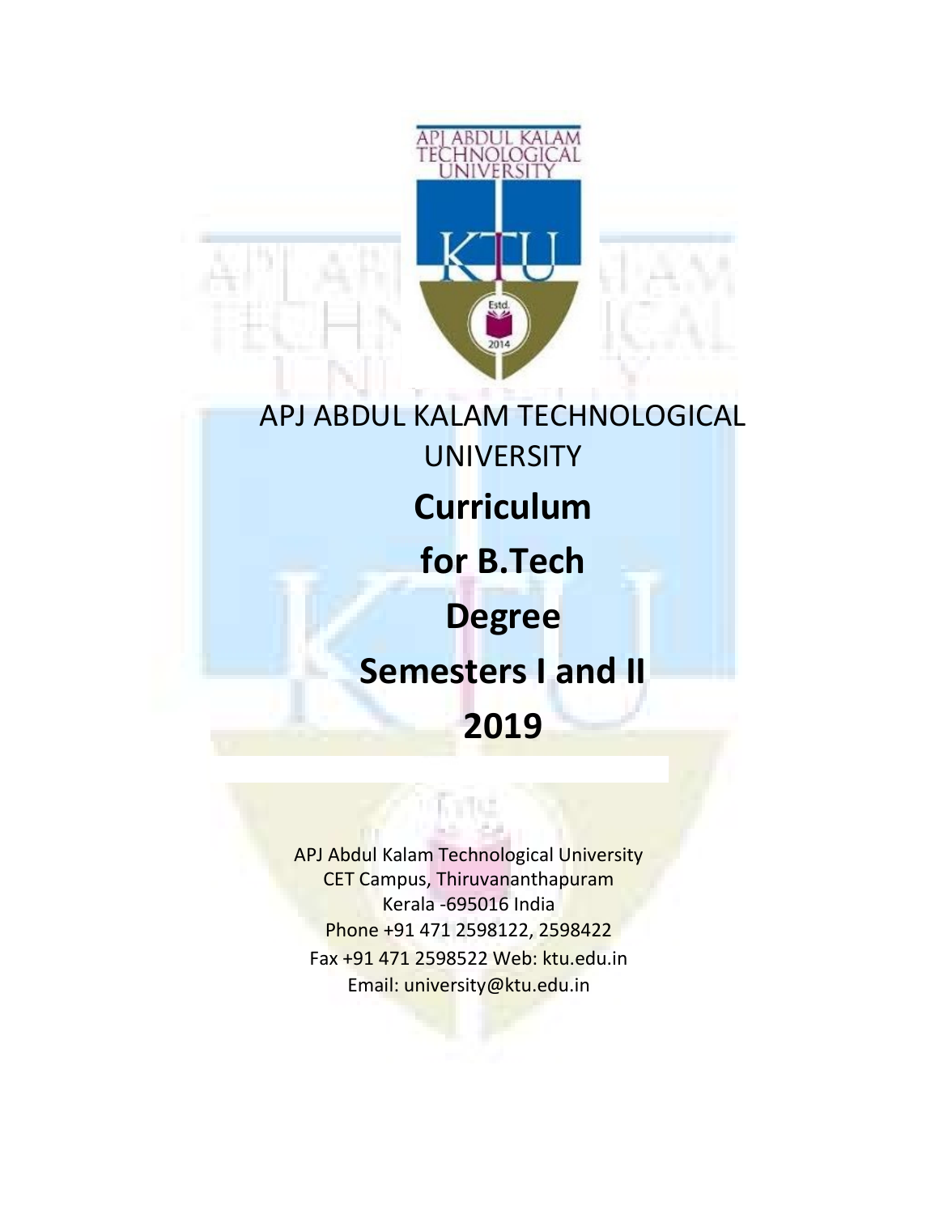# APJ ABDUL KALAM TECHNOLOGICAL UNIVERSITY

# Curriculum for B.Tech Degree Semesters I and II 2019

APJ Abdul Kalam Technological University
CET Campus, Thiruvananthapuram
Kerala -695016 India
Phone +91 471 2598122, 2598422
Fax +91 471 2598522 Web: ktu.edu.in
Email: university@ktu.edu.in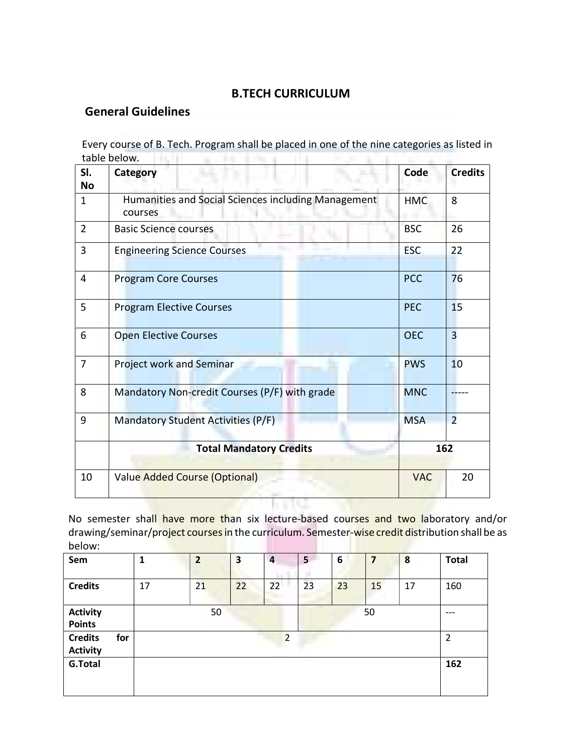# B.TECH CURRICULUM

## General Guidelines

Every course of B. Tech. Program shall be placed in one of the nine categories as listed in table below.

| Sl. No | Category | Code | Credits |
|---|---|---|---|
| 1 | Humanities and Social Sciences including Management courses | HMC | 8 |
| 2 | Basic Science courses | BSC | 26 |
| 3 | Engineering Science Courses | ESC | 22 |
| 4 | Program Core Courses | PCC | 76 |
| 5 | Program Elective Courses | PEC | 15 |
| 6 | Open Elective Courses | OEC | 3 |
| 7 | Project work and Seminar | PWS | 10 |
| 8 | Mandatory Non-credit Courses (P/F) with grade | MNC | ----- |
| 9 | Mandatory Student Activities (P/F) | MSA | 2 |
| | **Total Mandatory Credits** | **162** | |
| 10 | Value Added Course (Optional) | VAC | 20 |

No semester shall have more than six lecture-based courses and two laboratory and/or drawing/seminar/project courses in the curriculum. Semester-wise credit distribution shall be as below:

| Sem | 1 | 2 | 3 | 4 | 5 | 6 | 7 | 8 | Total |
|---|---|---|---|---|---|---|---|---|---|
| Credits | 17 | 21 | 22 | 22 | 23 | 23 | 15 | 17 | 160 |
| Activity Points | 50 | | | | 50 | | | | --- |
| Credits for Activity | 2 | | | | | | | | 2 |
| G.Total | | | | | | | | | **162** |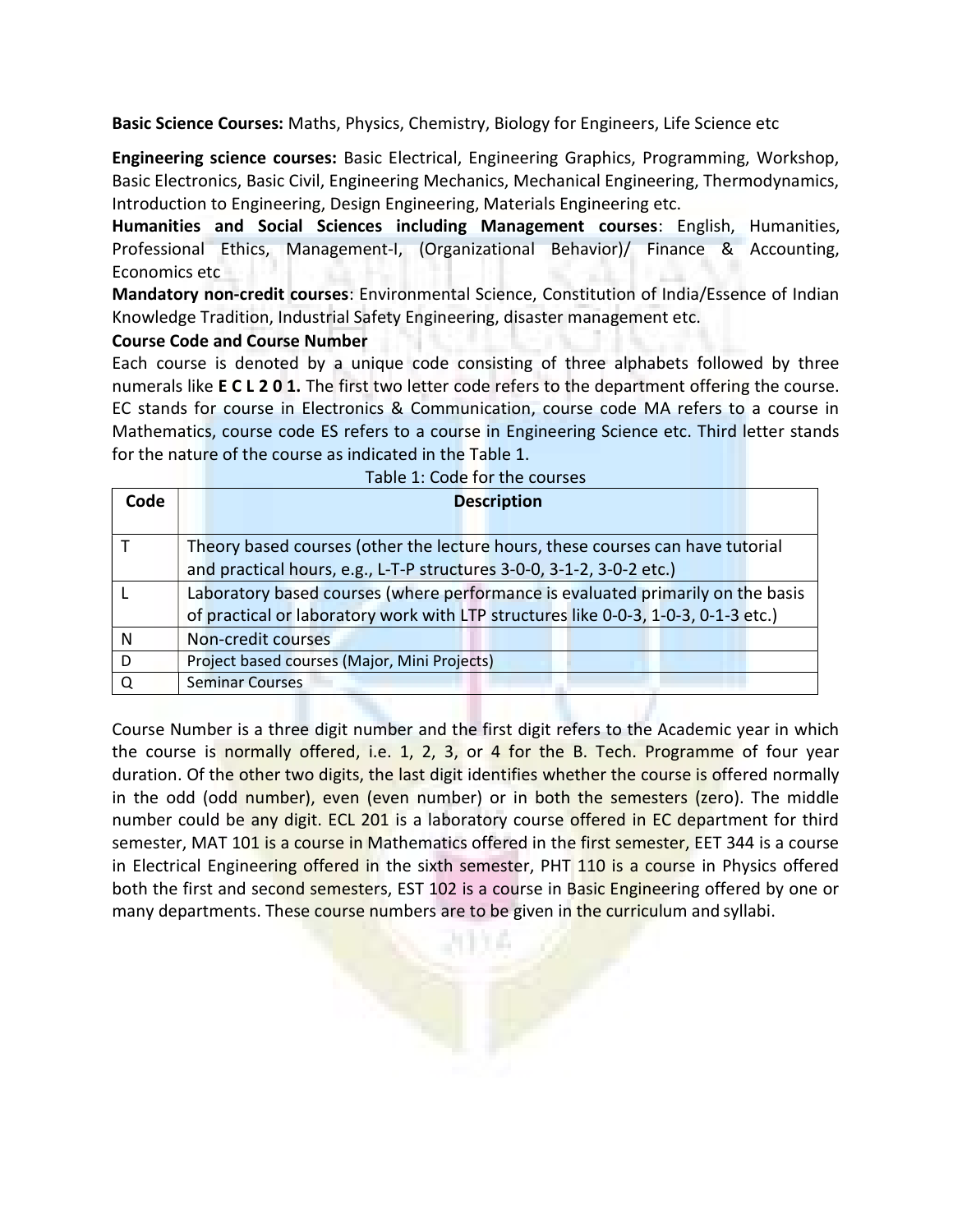**Basic Science Courses:** Maths, Physics, Chemistry, Biology for Engineers, Life Science etc

**Engineering science courses:** Basic Electrical, Engineering Graphics, Programming, Workshop, Basic Electronics, Basic Civil, Engineering Mechanics, Mechanical Engineering, Thermodynamics, Introduction to Engineering, Design Engineering, Materials Engineering etc.

**Humanities and Social Sciences including Management courses**: English, Humanities, Professional Ethics, Management-I, (Organizational Behavior)/ Finance & Accounting, Economics etc

**Mandatory non-credit courses**: Environmental Science, Constitution of India/Essence of Indian Knowledge Tradition, Industrial Safety Engineering, disaster management etc.

**Course Code and Course Number**

Each course is denoted by a unique code consisting of three alphabets followed by three numerals like **E C L 2 0 1.** The first two letter code refers to the department offering the course. EC stands for course in Electronics & Communication, course code MA refers to a course in Mathematics, course code ES refers to a course in Engineering Science etc. Third letter stands for the nature of the course as indicated in the Table 1.

Table 1: Code for the courses

| Code | Description |
|---|---|
| T | Theory based courses (other the lecture hours, these courses can have tutorial and practical hours, e.g., L-T-P structures 3-0-0, 3-1-2, 3-0-2 etc.) |
| L | Laboratory based courses (where performance is evaluated primarily on the basis of practical or laboratory work with LTP structures like 0-0-3, 1-0-3, 0-1-3 etc.) |
| N | Non-credit courses |
| D | Project based courses (Major, Mini Projects) |
| Q | Seminar Courses |

Course Number is a three digit number and the first digit refers to the Academic year in which the course is normally offered, i.e. 1, 2, 3, or 4 for the B. Tech. Programme of four year duration. Of the other two digits, the last digit identifies whether the course is offered normally in the odd (odd number), even (even number) or in both the semesters (zero). The middle number could be any digit. ECL 201 is a laboratory course offered in EC department for third semester, MAT 101 is a course in Mathematics offered in the first semester, EET 344 is a course in Electrical Engineering offered in the sixth semester, PHT 110 is a course in Physics offered both the first and second semesters, EST 102 is a course in Basic Engineering offered by one or many departments. These course numbers are to be given in the curriculum and syllabi.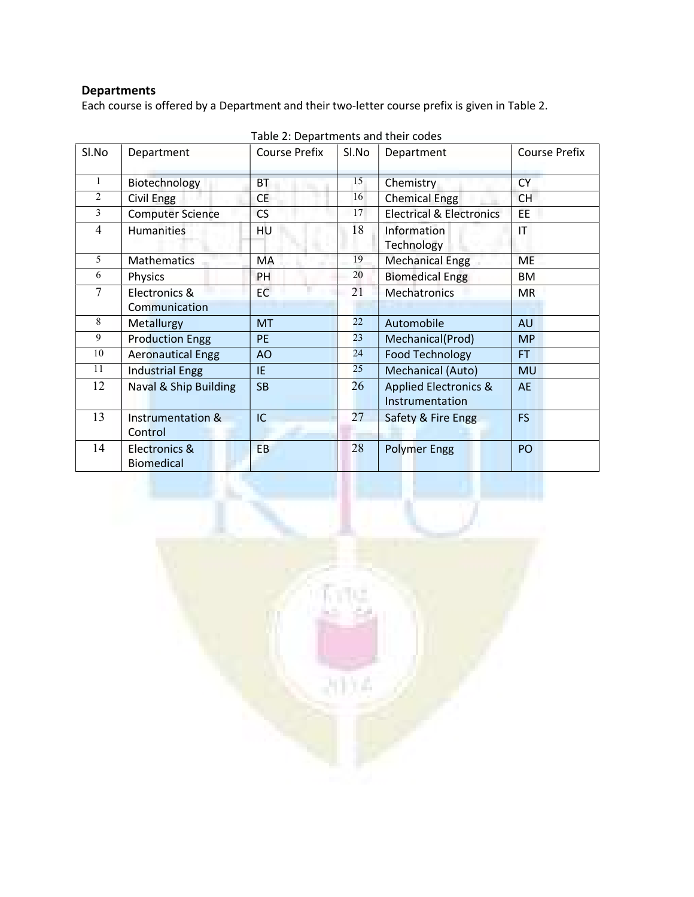## Departments

Each course is offered by a Department and their two-letter course prefix is given in Table 2.

Table 2: Departments and their codes

| Sl.No | Department | Course Prefix | Sl.No | Department | Course Prefix |
|---|---|---|---|---|---|
| 1 | Biotechnology | BT | 15 | Chemistry | CY |
| 2 | Civil Engg | CE | 16 | Chemical Engg | CH |
| 3 | Computer Science | CS | 17 | Electrical & Electronics | EE |
| 4 | Humanities | HU | 18 | Information Technology | IT |
| 5 | Mathematics | MA | 19 | Mechanical Engg | ME |
| 6 | Physics | PH | 20 | Biomedical Engg | BM |
| 7 | Electronics & Communication | EC | 21 | Mechatronics | MR |
| 8 | Metallurgy | MT | 22 | Automobile | AU |
| 9 | Production Engg | PE | 23 | Mechanical(Prod) | MP |
| 10 | Aeronautical Engg | AO | 24 | Food Technology | FT |
| 11 | Industrial Engg | IE | 25 | Mechanical (Auto) | MU |
| 12 | Naval & Ship Building | SB | 26 | Applied Electronics & Instrumentation | AE |
| 13 | Instrumentation & Control | IC | 27 | Safety & Fire Engg | FS |
| 14 | Electronics & Biomedical | EB | 28 | Polymer Engg | PO |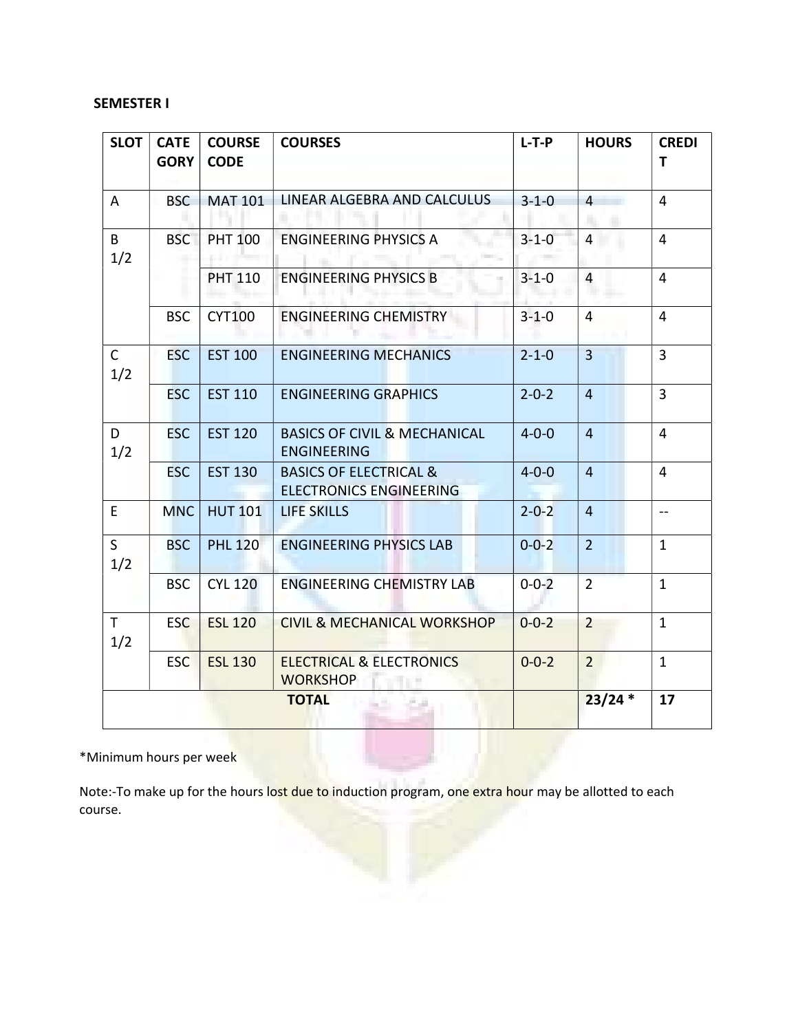**SEMESTER I**

| SLOT | CATEGORY | COURSE CODE | COURSES | L-T-P | HOURS | CREDIT |
|---|---|---|---|---|---|---|
| A | BSC | MAT 101 | LINEAR ALGEBRA AND CALCULUS | 3-1-0 | 4 | 4 |
| B 1/2 | BSC | PHT 100 | ENGINEERING PHYSICS A | 3-1-0 | 4 | 4 |
| | | PHT 110 | ENGINEERING PHYSICS B | 3-1-0 | 4 | 4 |
| | BSC | CYT100 | ENGINEERING CHEMISTRY | 3-1-0 | 4 | 4 |
| C 1/2 | ESC | EST 100 | ENGINEERING MECHANICS | 2-1-0 | 3 | 3 |
| | ESC | EST 110 | ENGINEERING GRAPHICS | 2-0-2 | 4 | 3 |
| D 1/2 | ESC | EST 120 | BASICS OF CIVIL & MECHANICAL ENGINEERING | 4-0-0 | 4 | 4 |
| | ESC | EST 130 | BASICS OF ELECTRICAL & ELECTRONICS ENGINEERING | 4-0-0 | 4 | 4 |
| E | MNC | HUT 101 | LIFE SKILLS | 2-0-2 | 4 | -- |
| S 1/2 | BSC | PHL 120 | ENGINEERING PHYSICS LAB | 0-0-2 | 2 | 1 |
| | BSC | CYL 120 | ENGINEERING CHEMISTRY LAB | 0-0-2 | 2 | 1 |
| T 1/2 | ESC | ESL 120 | CIVIL & MECHANICAL WORKSHOP | 0-0-2 | 2 | 1 |
| | ESC | ESL 130 | ELECTRICAL & ELECTRONICS WORKSHOP | 0-0-2 | 2 | 1 |
| | | | **TOTAL** | | **23/24 *** | **17** |

*Minimum hours per week

Note:-To make up for the hours lost due to induction program, one extra hour may be allotted to each course.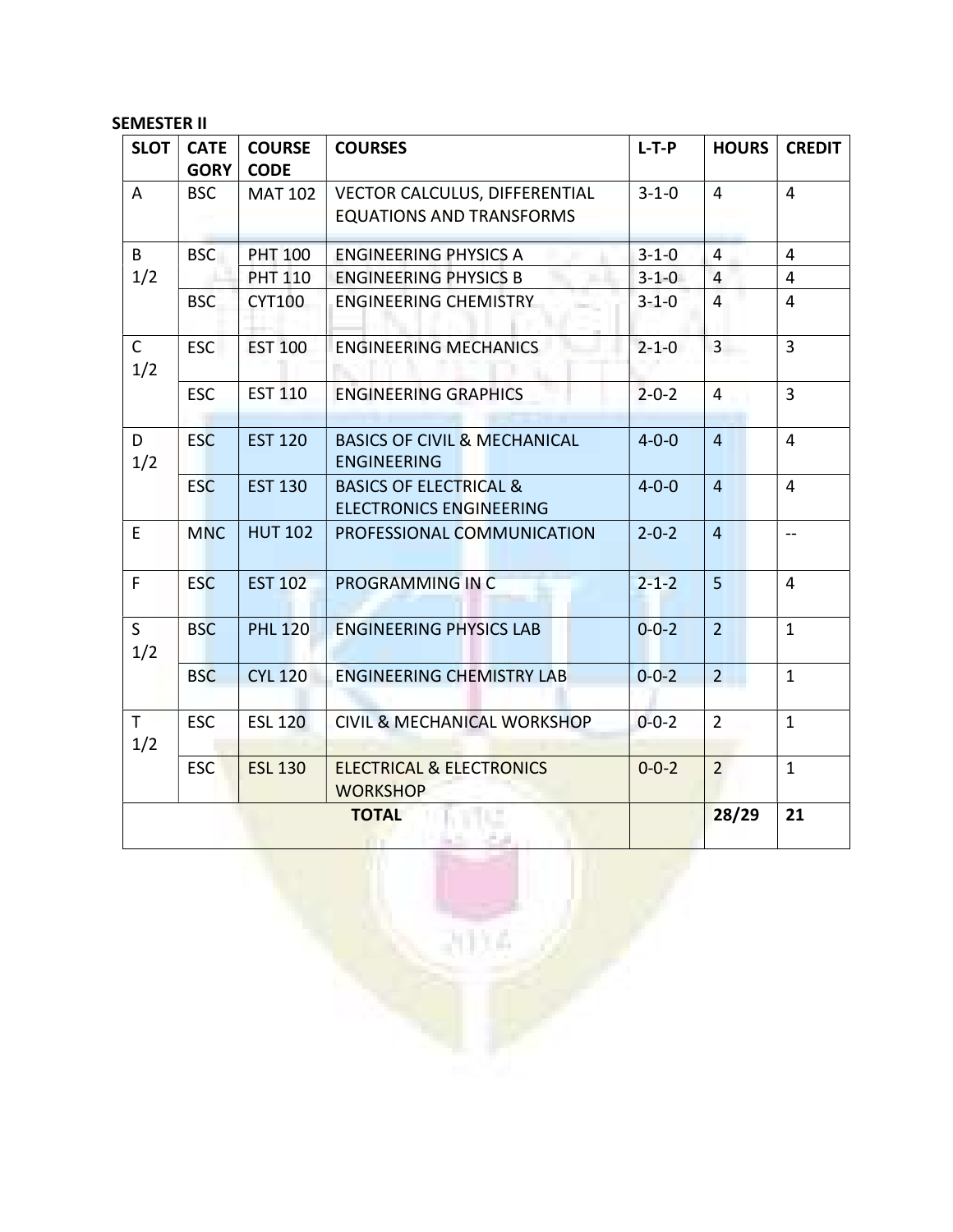**SEMESTER II**

| SLOT | CATE GORY | COURSE CODE | COURSES | L-T-P | HOURS | CREDIT |
|---|---|---|---|---|---|---|
| A | BSC | MAT 102 | VECTOR CALCULUS, DIFFERENTIAL EQUATIONS AND TRANSFORMS | 3-1-0 | 4 | 4 |
| B 1/2 | BSC | PHT 100 | ENGINEERING PHYSICS A | 3-1-0 | 4 | 4 |
| | | PHT 110 | ENGINEERING PHYSICS B | 3-1-0 | 4 | 4 |
| | BSC | CYT100 | ENGINEERING CHEMISTRY | 3-1-0 | 4 | 4 |
| C 1/2 | ESC | EST 100 | ENGINEERING MECHANICS | 2-1-0 | 3 | 3 |
| | ESC | EST 110 | ENGINEERING GRAPHICS | 2-0-2 | 4 | 3 |
| D 1/2 | ESC | EST 120 | BASICS OF CIVIL & MECHANICAL ENGINEERING | 4-0-0 | 4 | 4 |
| | ESC | EST 130 | BASICS OF ELECTRICAL & ELECTRONICS ENGINEERING | 4-0-0 | 4 | 4 |
| E | MNC | HUT 102 | PROFESSIONAL COMMUNICATION | 2-0-2 | 4 | -- |
| F | ESC | EST 102 | PROGRAMMING IN C | 2-1-2 | 5 | 4 |
| S 1/2 | BSC | PHL 120 | ENGINEERING PHYSICS LAB | 0-0-2 | 2 | 1 |
| | BSC | CYL 120 | ENGINEERING CHEMISTRY LAB | 0-0-2 | 2 | 1 |
| T 1/2 | ESC | ESL 120 | CIVIL & MECHANICAL WORKSHOP | 0-0-2 | 2 | 1 |
| | ESC | ESL 130 | ELECTRICAL & ELECTRONICS WORKSHOP | 0-0-2 | 2 | 1 |
| **TOTAL** | | | | | **28/29** | **21** |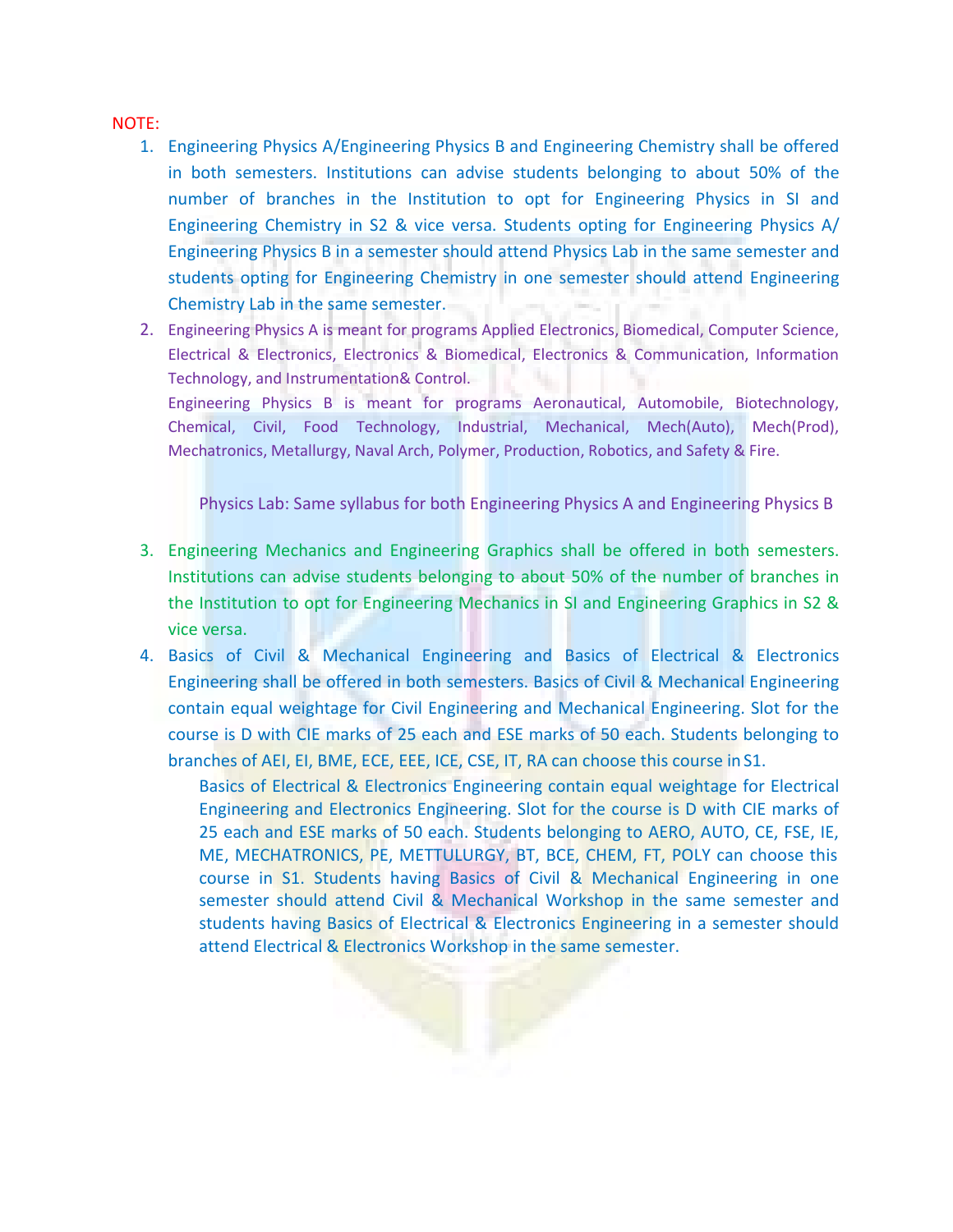NOTE:

1. Engineering Physics A/Engineering Physics B and Engineering Chemistry shall be offered in both semesters. Institutions can advise students belonging to about 50% of the number of branches in the Institution to opt for Engineering Physics in SI and Engineering Chemistry in S2 & vice versa. Students opting for Engineering Physics A/ Engineering Physics B in a semester should attend Physics Lab in the same semester and students opting for Engineering Chemistry in one semester should attend Engineering Chemistry Lab in the same semester.
2. Engineering Physics A is meant for programs Applied Electronics, Biomedical, Computer Science, Electrical & Electronics, Electronics & Biomedical, Electronics & Communication, Information Technology, and Instrumentation& Control.

   Engineering Physics B is meant for programs Aeronautical, Automobile, Biotechnology, Chemical, Civil, Food Technology, Industrial, Mechanical, Mech(Auto), Mech(Prod), Mechatronics, Metallurgy, Naval Arch, Polymer, Production, Robotics, and Safety & Fire.

   Physics Lab: Same syllabus for both Engineering Physics A and Engineering Physics B

3. Engineering Mechanics and Engineering Graphics shall be offered in both semesters. Institutions can advise students belonging to about 50% of the number of branches in the Institution to opt for Engineering Mechanics in SI and Engineering Graphics in S2 & vice versa.
4. Basics of Civil & Mechanical Engineering and Basics of Electrical & Electronics Engineering shall be offered in both semesters. Basics of Civil & Mechanical Engineering contain equal weightage for Civil Engineering and Mechanical Engineering. Slot for the course is D with CIE marks of 25 each and ESE marks of 50 each. Students belonging to branches of AEI, EI, BME, ECE, EEE, ICE, CSE, IT, RA can choose this course in S1.

   Basics of Electrical & Electronics Engineering contain equal weightage for Electrical Engineering and Electronics Engineering. Slot for the course is D with CIE marks of 25 each and ESE marks of 50 each. Students belonging to AERO, AUTO, CE, FSE, IE, ME, MECHATRONICS, PE, METTULURGY, BT, BCE, CHEM, FT, POLY can choose this course in S1. Students having Basics of Civil & Mechanical Engineering in one semester should attend Civil & Mechanical Workshop in the same semester and students having Basics of Electrical & Electronics Engineering in a semester should attend Electrical & Electronics Workshop in the same semester.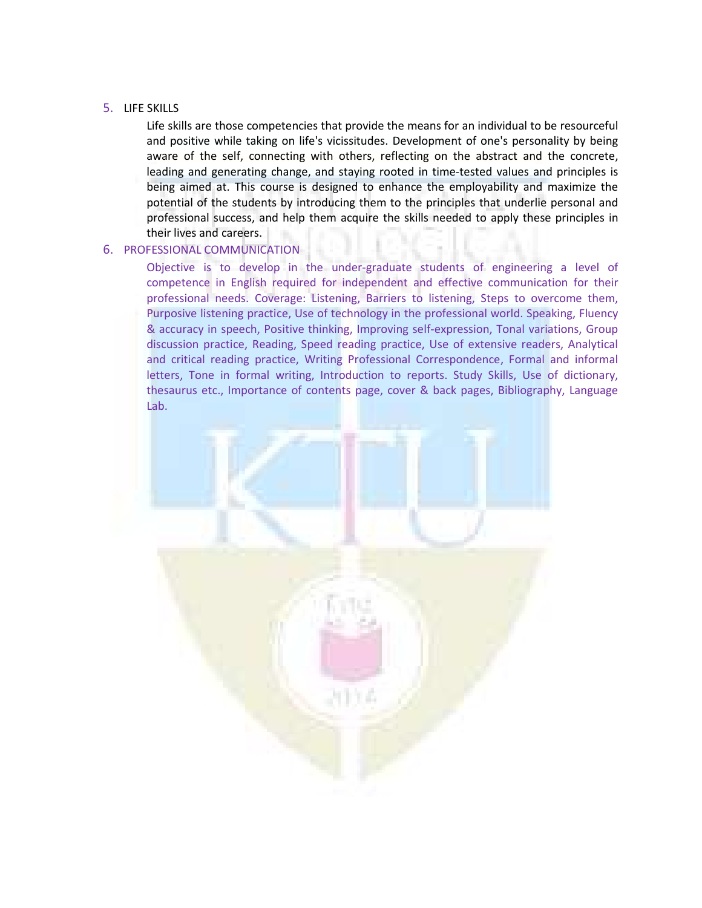5. LIFE SKILLS

   Life skills are those competencies that provide the means for an individual to be resourceful and positive while taking on life's vicissitudes. Development of one's personality by being aware of the self, connecting with others, reflecting on the abstract and the concrete, leading and generating change, and staying rooted in time-tested values and principles is being aimed at. This course is designed to enhance the employability and maximize the potential of the students by introducing them to the principles that underlie personal and professional success, and help them acquire the skills needed to apply these principles in their lives and careers.

6. PROFESSIONAL COMMUNICATION

   Objective is to develop in the under-graduate students of engineering a level of competence in English required for independent and effective communication for their professional needs. Coverage: Listening, Barriers to listening, Steps to overcome them, Purposive listening practice, Use of technology in the professional world. Speaking, Fluency & accuracy in speech, Positive thinking, Improving self-expression, Tonal variations, Group discussion practice, Reading, Speed reading practice, Use of extensive readers, Analytical and critical reading practice, Writing Professional Correspondence, Formal and informal letters, Tone in formal writing, Introduction to reports. Study Skills, Use of dictionary, thesaurus etc., Importance of contents page, cover & back pages, Bibliography, Language Lab.